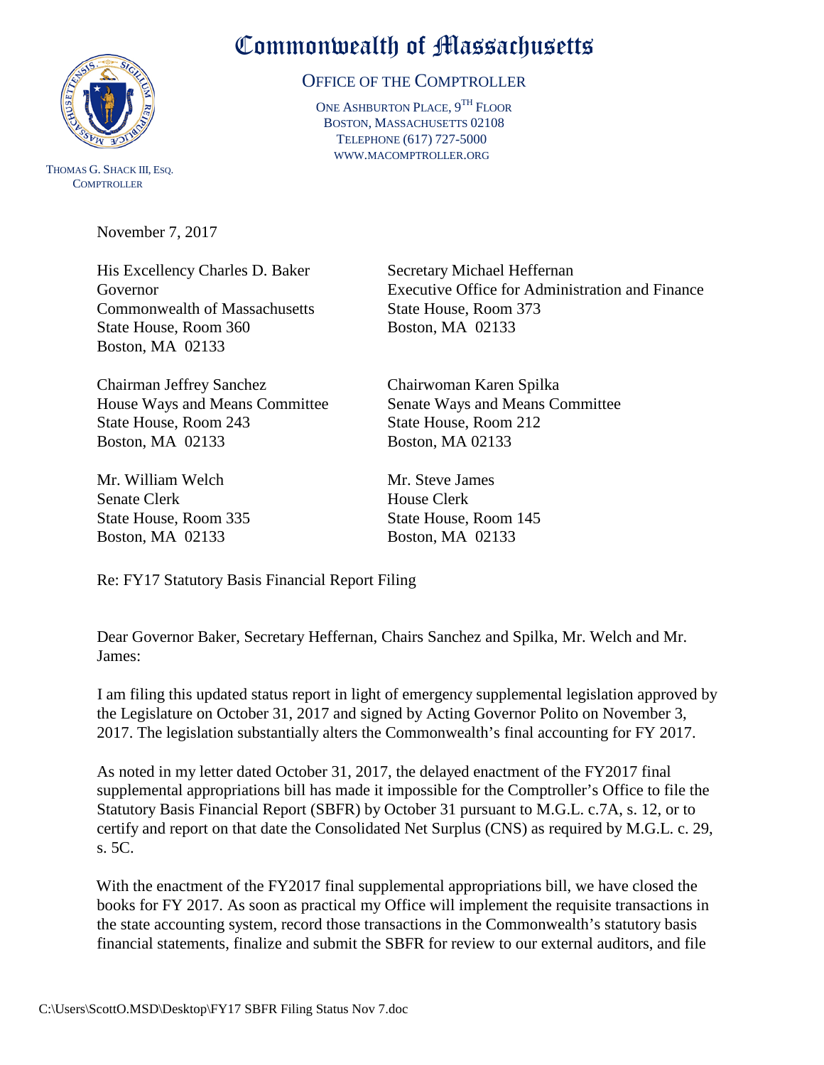# Commonwealth of Massachusetts

OFFICE OF THE COMPTROLLER

ONE ASHBURTON PLACE, 9TH FLOOR
BOSTON, MASSACHUSETTS 02108
TELEPHONE (617) 727-5000
WWW.MACOMPTROLLER.ORG

THOMAS G. SHACK III, ESQ.
COMPTROLLER

November 7, 2017

His Excellency Charles D. Baker
Governor
Commonwealth of Massachusetts
State House, Room 360
Boston, MA 02133

Secretary Michael Heffernan
Executive Office for Administration and Finance
State House, Room 373
Boston, MA 02133

Chairman Jeffrey Sanchez
House Ways and Means Committee
State House, Room 243
Boston, MA 02133

Chairwoman Karen Spilka
Senate Ways and Means Committee
State House, Room 212
Boston, MA 02133

Mr. William Welch
Senate Clerk
State House, Room 335
Boston, MA 02133

Mr. Steve James
House Clerk
State House, Room 145
Boston, MA 02133

Re: FY17 Statutory Basis Financial Report Filing

Dear Governor Baker, Secretary Heffernan, Chairs Sanchez and Spilka, Mr. Welch and Mr. James:

I am filing this updated status report in light of emergency supplemental legislation approved by the Legislature on October 31, 2017 and signed by Acting Governor Polito on November 3, 2017. The legislation substantially alters the Commonwealth's final accounting for FY 2017.

As noted in my letter dated October 31, 2017, the delayed enactment of the FY2017 final supplemental appropriations bill has made it impossible for the Comptroller's Office to file the Statutory Basis Financial Report (SBFR) by October 31 pursuant to M.G.L. c.7A, s. 12, or to certify and report on that date the Consolidated Net Surplus (CNS) as required by M.G.L. c. 29, s. 5C.

With the enactment of the FY2017 final supplemental appropriations bill, we have closed the books for FY 2017. As soon as practical my Office will implement the requisite transactions in the state accounting system, record those transactions in the Commonwealth's statutory basis financial statements, finalize and submit the SBFR for review to our external auditors, and file

C:\Users\ScottO.MSD\Desktop\FY17 SBFR Filing Status Nov 7.doc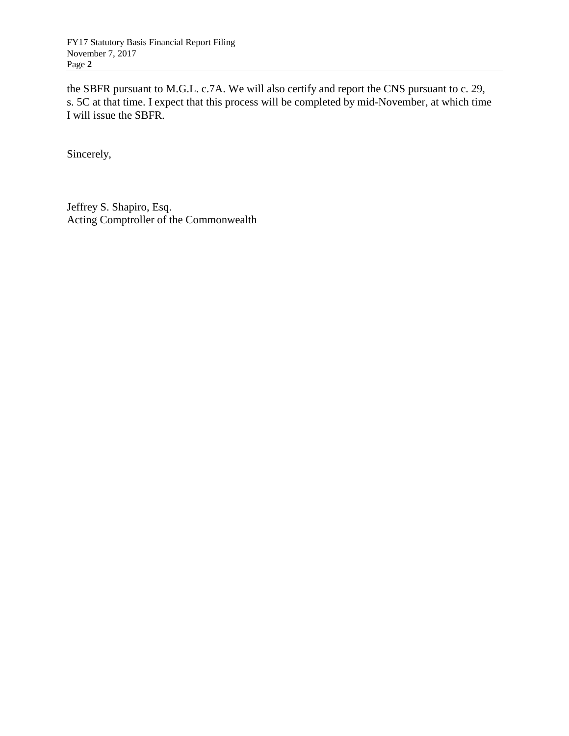the SBFR pursuant to M.G.L. c.7A. We will also certify and report the CNS pursuant to c. 29, s. 5C at that time. I expect that this process will be completed by mid-November, at which time I will issue the SBFR.

Sincerely,

Jeffrey S. Shapiro, Esq.
Acting Comptroller of the Commonwealth